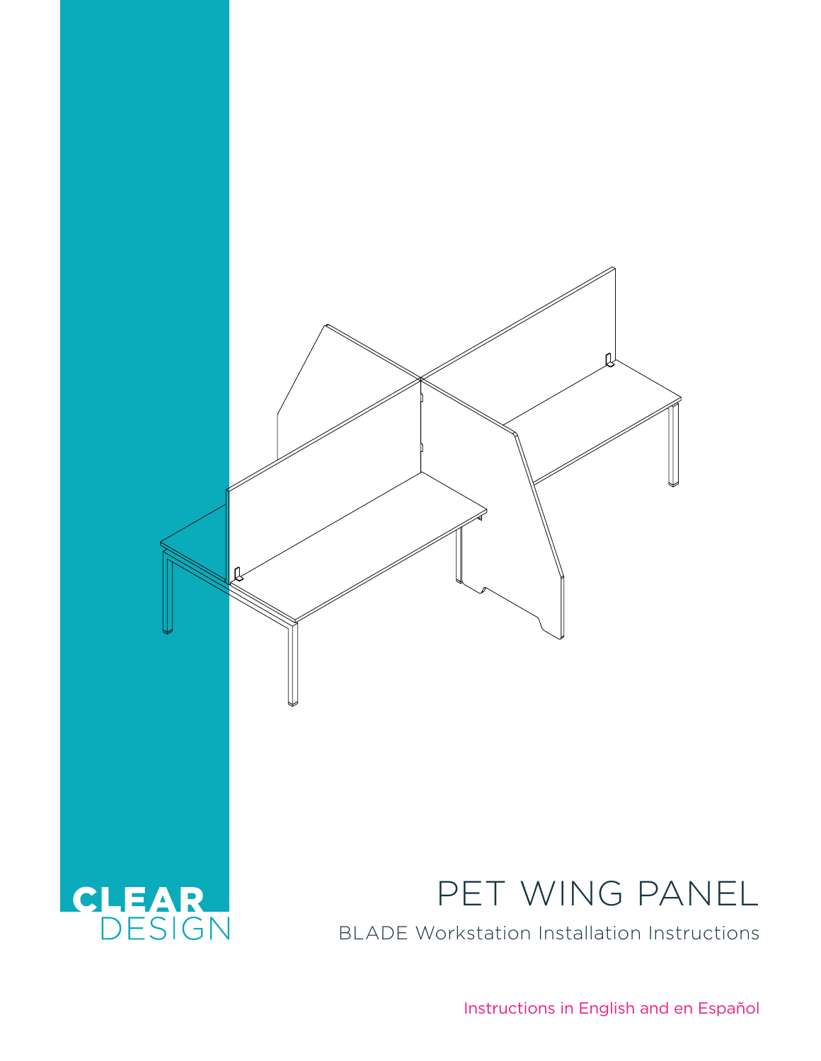CLEAR DESIGN

# PET WING PANEL

BLADE Workstation Installation Instructions

Instructions in English and en Español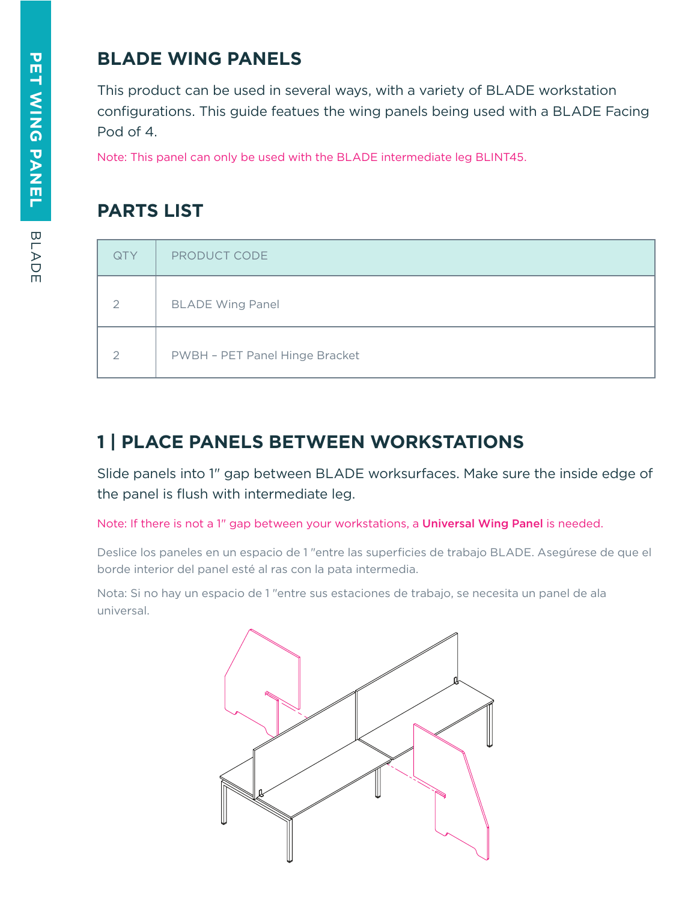## BLADE WING PANELS

This product can be used in several ways, with a variety of BLADE workstation configurations. This guide featues the wing panels being used with a BLADE Facing Pod of 4.

Note: This panel can only be used with the BLADE intermediate leg BLINT45.

## PARTS LIST

| QTY | PRODUCT CODE |
| --- | --- |
| 2 | BLADE Wing Panel |
| 2 | PWBH – PET Panel Hinge Bracket |

## 1 | PLACE PANELS BETWEEN WORKSTATIONS

Slide panels into 1" gap between BLADE worksurfaces. Make sure the inside edge of the panel is flush with intermediate leg.

Note: If there is not a 1" gap between your workstations, a **Universal Wing Panel** is needed.

Deslice los paneles en un espacio de 1 "entre las superficies de trabajo BLADE. Asegúrese de que el borde interior del panel esté al ras con la pata intermedia.

Nota: Si no hay un espacio de 1 "entre sus estaciones de trabajo, se necesita un panel de ala universal.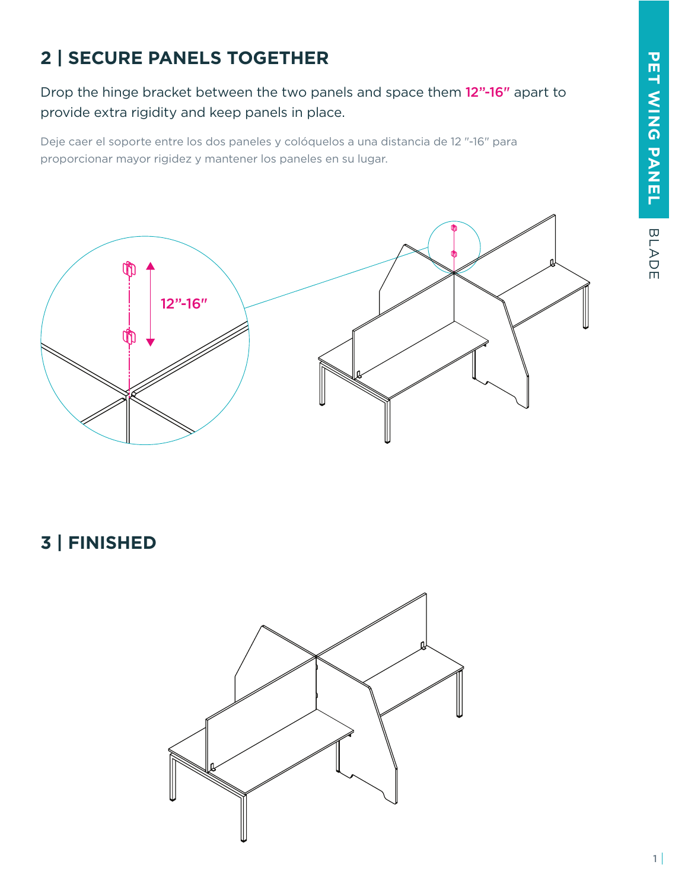## 2 | SECURE PANELS TOGETHER

Drop the hinge bracket between the two panels and space them **12”-16″** apart to provide extra rigidity and keep panels in place.

Deje caer el soporte entre los dos paneles y colóquelos a una distancia de 12 ″-16″ para proporcionar mayor rigidez y mantener los paneles en su lugar.

12”-16″

## 3 | FINISHED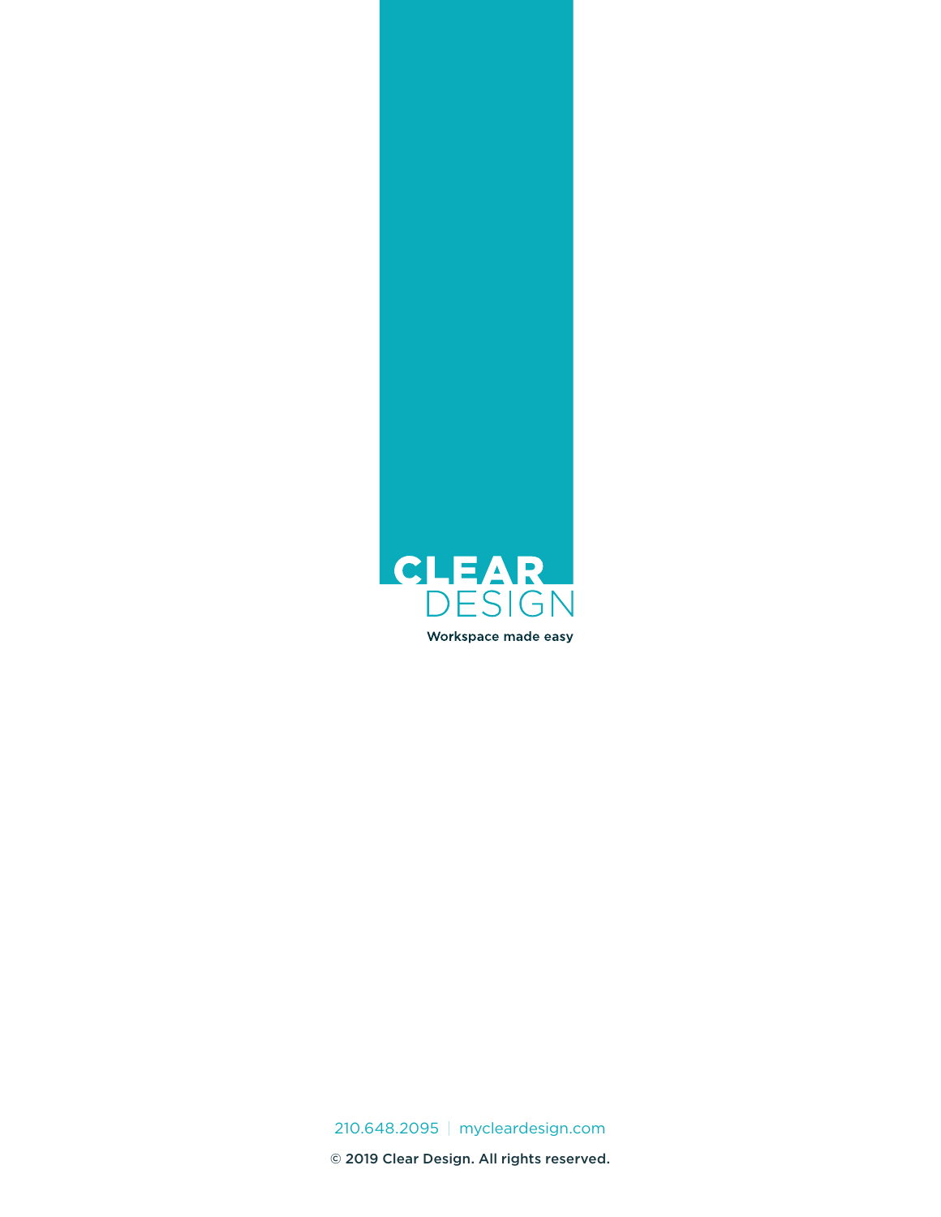CLEAR
DESIGN

Workspace made easy

210.648.2095 | mycleardesign.com

© 2019 Clear Design. All rights reserved.